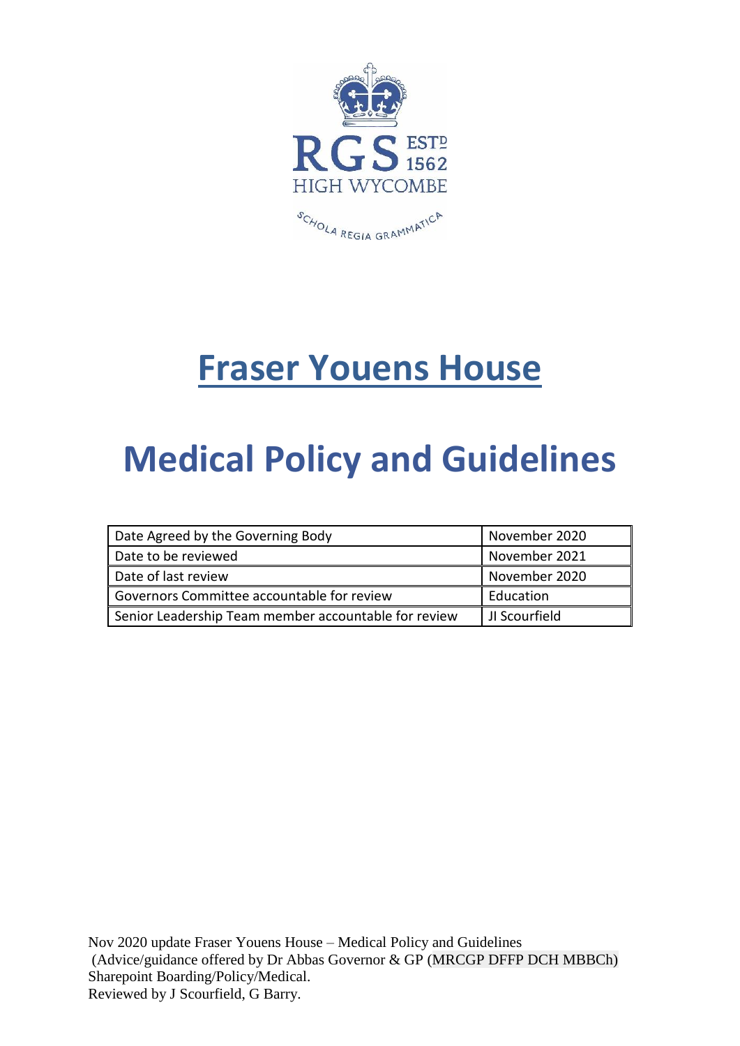RGS ESTD 1562
HIGH WYCOMBE
SCHOLA REGIA GRAMMATICA

# Fraser Youens House

# Medical Policy and Guidelines

| Date Agreed by the Governing Body | November 2020 |
|---|---|
| Date to be reviewed | November 2021 |
| Date of last review | November 2020 |
| Governors Committee accountable for review | Education |
| Senior Leadership Team member accountable for review | JI Scourfield |

Nov 2020 update Fraser Youens House – Medical Policy and Guidelines
(Advice/guidance offered by Dr Abbas Governor & GP (MRCGP DFFP DCH MBBCh)
Sharepoint Boarding/Policy/Medical.
Reviewed by J Scourfield, G Barry.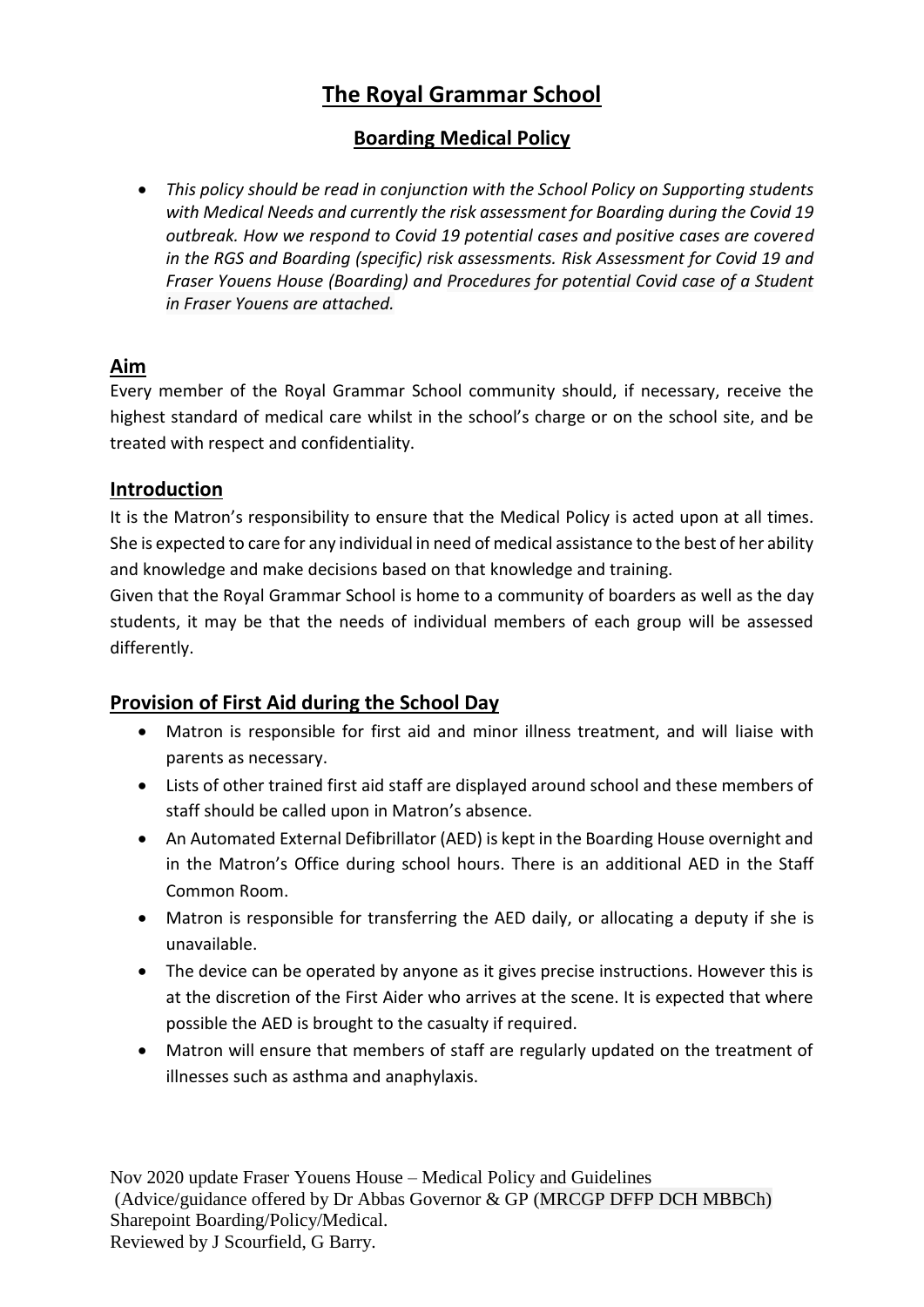# The Royal Grammar School

## Boarding Medical Policy

- *This policy should be read in conjunction with the School Policy on Supporting students with Medical Needs and currently the risk assessment for Boarding during the Covid 19 outbreak. How we respond to Covid 19 potential cases and positive cases are covered in the RGS and Boarding (specific) risk assessments. Risk Assessment for Covid 19 and Fraser Youens House (Boarding) and Procedures for potential Covid case of a Student in Fraser Youens are attached.*

## Aim

Every member of the Royal Grammar School community should, if necessary, receive the highest standard of medical care whilst in the school's charge or on the school site, and be treated with respect and confidentiality.

## Introduction

It is the Matron's responsibility to ensure that the Medical Policy is acted upon at all times. She is expected to care for any individual in need of medical assistance to the best of her ability and knowledge and make decisions based on that knowledge and training.

Given that the Royal Grammar School is home to a community of boarders as well as the day students, it may be that the needs of individual members of each group will be assessed differently.

## Provision of First Aid during the School Day

- Matron is responsible for first aid and minor illness treatment, and will liaise with parents as necessary.
- Lists of other trained first aid staff are displayed around school and these members of staff should be called upon in Matron's absence.
- An Automated External Defibrillator (AED) is kept in the Boarding House overnight and in the Matron's Office during school hours. There is an additional AED in the Staff Common Room.
- Matron is responsible for transferring the AED daily, or allocating a deputy if she is unavailable.
- The device can be operated by anyone as it gives precise instructions. However this is at the discretion of the First Aider who arrives at the scene. It is expected that where possible the AED is brought to the casualty if required.
- Matron will ensure that members of staff are regularly updated on the treatment of illnesses such as asthma and anaphylaxis.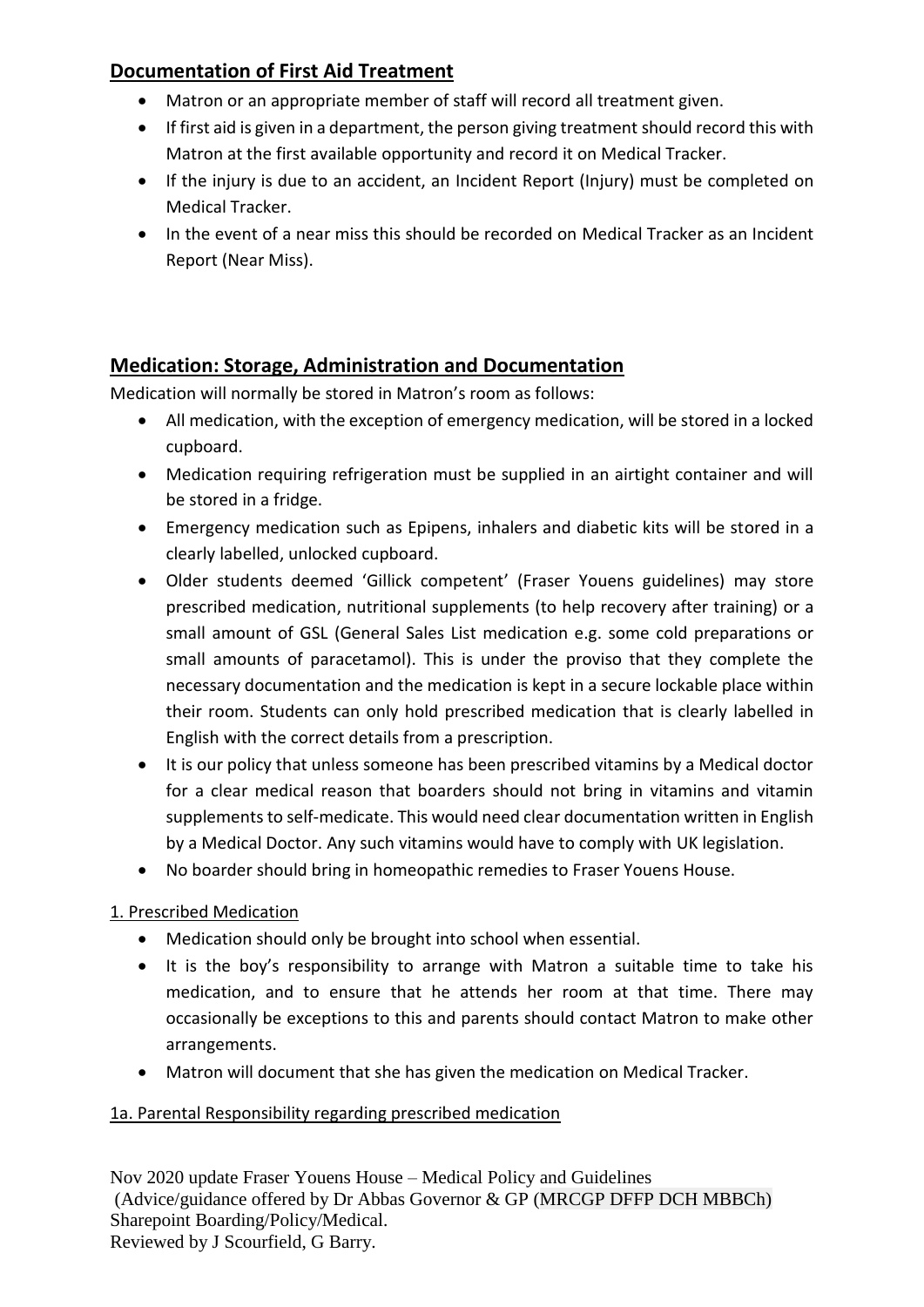## Documentation of First Aid Treatment

- Matron or an appropriate member of staff will record all treatment given.
- If first aid is given in a department, the person giving treatment should record this with Matron at the first available opportunity and record it on Medical Tracker.
- If the injury is due to an accident, an Incident Report (Injury) must be completed on Medical Tracker.
- In the event of a near miss this should be recorded on Medical Tracker as an Incident Report (Near Miss).

## Medication: Storage, Administration and Documentation

Medication will normally be stored in Matron's room as follows:

- All medication, with the exception of emergency medication, will be stored in a locked cupboard.
- Medication requiring refrigeration must be supplied in an airtight container and will be stored in a fridge.
- Emergency medication such as Epipens, inhalers and diabetic kits will be stored in a clearly labelled, unlocked cupboard.
- Older students deemed 'Gillick competent' (Fraser Youens guidelines) may store prescribed medication, nutritional supplements (to help recovery after training) or a small amount of GSL (General Sales List medication e.g. some cold preparations or small amounts of paracetamol). This is under the proviso that they complete the necessary documentation and the medication is kept in a secure lockable place within their room. Students can only hold prescribed medication that is clearly labelled in English with the correct details from a prescription.
- It is our policy that unless someone has been prescribed vitamins by a Medical doctor for a clear medical reason that boarders should not bring in vitamins and vitamin supplements to self-medicate. This would need clear documentation written in English by a Medical Doctor. Any such vitamins would have to comply with UK legislation.
- No boarder should bring in homeopathic remedies to Fraser Youens House.

1. Prescribed Medication

- Medication should only be brought into school when essential.
- It is the boy's responsibility to arrange with Matron a suitable time to take his medication, and to ensure that he attends her room at that time. There may occasionally be exceptions to this and parents should contact Matron to make other arrangements.
- Matron will document that she has given the medication on Medical Tracker.

1a. Parental Responsibility regarding prescribed medication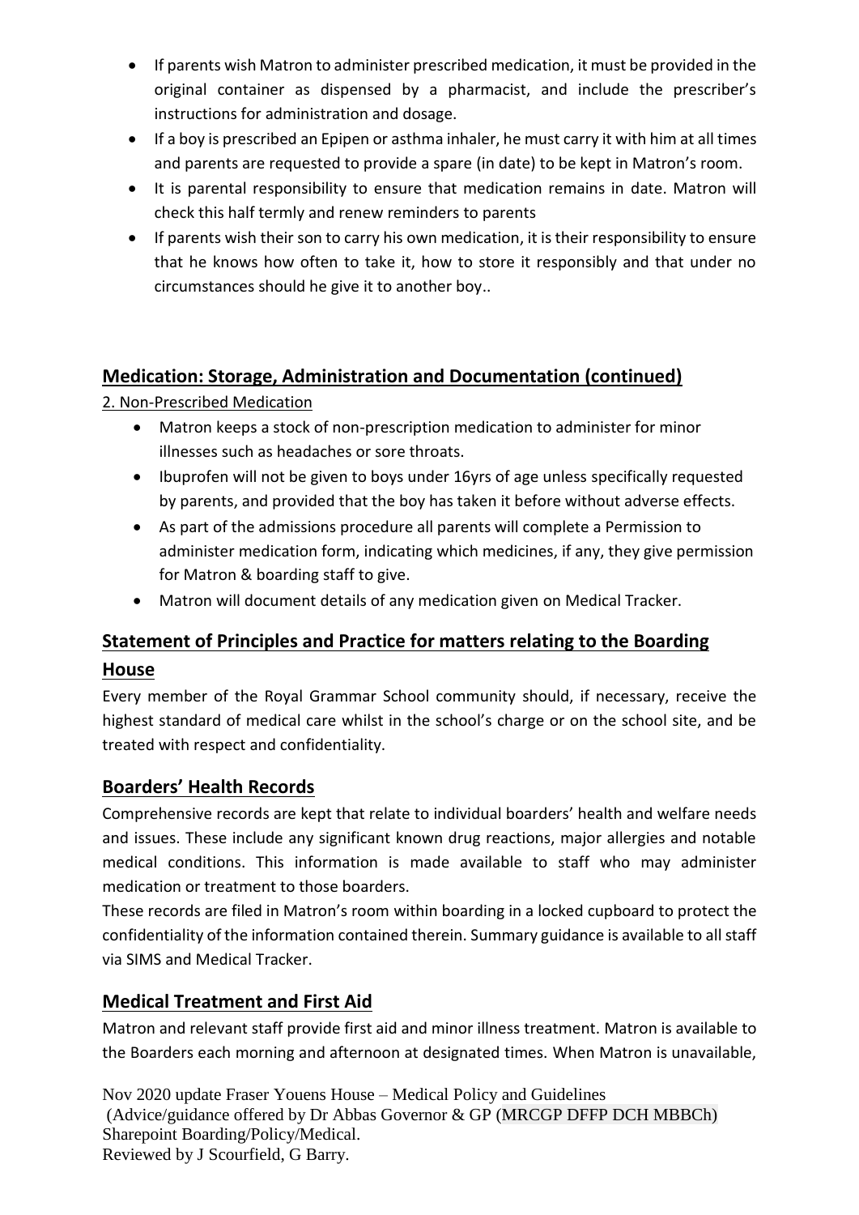- If parents wish Matron to administer prescribed medication, it must be provided in the original container as dispensed by a pharmacist, and include the prescriber's instructions for administration and dosage.
- If a boy is prescribed an Epipen or asthma inhaler, he must carry it with him at all times and parents are requested to provide a spare (in date) to be kept in Matron's room.
- It is parental responsibility to ensure that medication remains in date. Matron will check this half termly and renew reminders to parents
- If parents wish their son to carry his own medication, it is their responsibility to ensure that he knows how often to take it, how to store it responsibly and that under no circumstances should he give it to another boy..

## Medication: Storage, Administration and Documentation (continued)

2. Non-Prescribed Medication

- Matron keeps a stock of non-prescription medication to administer for minor illnesses such as headaches or sore throats.
- Ibuprofen will not be given to boys under 16yrs of age unless specifically requested by parents, and provided that the boy has taken it before without adverse effects.
- As part of the admissions procedure all parents will complete a Permission to administer medication form, indicating which medicines, if any, they give permission for Matron & boarding staff to give.
- Matron will document details of any medication given on Medical Tracker.

## Statement of Principles and Practice for matters relating to the Boarding House

Every member of the Royal Grammar School community should, if necessary, receive the highest standard of medical care whilst in the school's charge or on the school site, and be treated with respect and confidentiality.

## Boarders' Health Records

Comprehensive records are kept that relate to individual boarders' health and welfare needs and issues. These include any significant known drug reactions, major allergies and notable medical conditions. This information is made available to staff who may administer medication or treatment to those boarders.

These records are filed in Matron's room within boarding in a locked cupboard to protect the confidentiality of the information contained therein. Summary guidance is available to all staff via SIMS and Medical Tracker.

## Medical Treatment and First Aid

Matron and relevant staff provide first aid and minor illness treatment. Matron is available to the Boarders each morning and afternoon at designated times. When Matron is unavailable,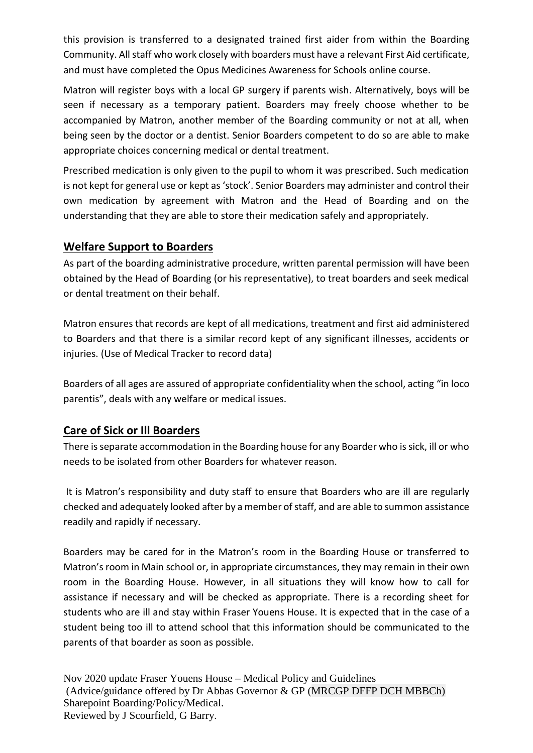this provision is transferred to a designated trained first aider from within the Boarding Community. All staff who work closely with boarders must have a relevant First Aid certificate, and must have completed the Opus Medicines Awareness for Schools online course.

Matron will register boys with a local GP surgery if parents wish. Alternatively, boys will be seen if necessary as a temporary patient. Boarders may freely choose whether to be accompanied by Matron, another member of the Boarding community or not at all, when being seen by the doctor or a dentist. Senior Boarders competent to do so are able to make appropriate choices concerning medical or dental treatment.

Prescribed medication is only given to the pupil to whom it was prescribed. Such medication is not kept for general use or kept as 'stock'. Senior Boarders may administer and control their own medication by agreement with Matron and the Head of Boarding and on the understanding that they are able to store their medication safely and appropriately.

## Welfare Support to Boarders

As part of the boarding administrative procedure, written parental permission will have been obtained by the Head of Boarding (or his representative), to treat boarders and seek medical or dental treatment on their behalf.

Matron ensures that records are kept of all medications, treatment and first aid administered to Boarders and that there is a similar record kept of any significant illnesses, accidents or injuries. (Use of Medical Tracker to record data)

Boarders of all ages are assured of appropriate confidentiality when the school, acting "in loco parentis", deals with any welfare or medical issues.

## Care of Sick or Ill Boarders

There is separate accommodation in the Boarding house for any Boarder who is sick, ill or who needs to be isolated from other Boarders for whatever reason.

It is Matron's responsibility and duty staff to ensure that Boarders who are ill are regularly checked and adequately looked after by a member of staff, and are able to summon assistance readily and rapidly if necessary.

Boarders may be cared for in the Matron's room in the Boarding House or transferred to Matron's room in Main school or, in appropriate circumstances, they may remain in their own room in the Boarding House. However, in all situations they will know how to call for assistance if necessary and will be checked as appropriate. There is a recording sheet for students who are ill and stay within Fraser Youens House. It is expected that in the case of a student being too ill to attend school that this information should be communicated to the parents of that boarder as soon as possible.

Nov 2020 update Fraser Youens House – Medical Policy and Guidelines
(Advice/guidance offered by Dr Abbas Governor & GP (MRCGP DFFP DCH MBBCh)
Sharepoint Boarding/Policy/Medical.
Reviewed by J Scourfield, G Barry.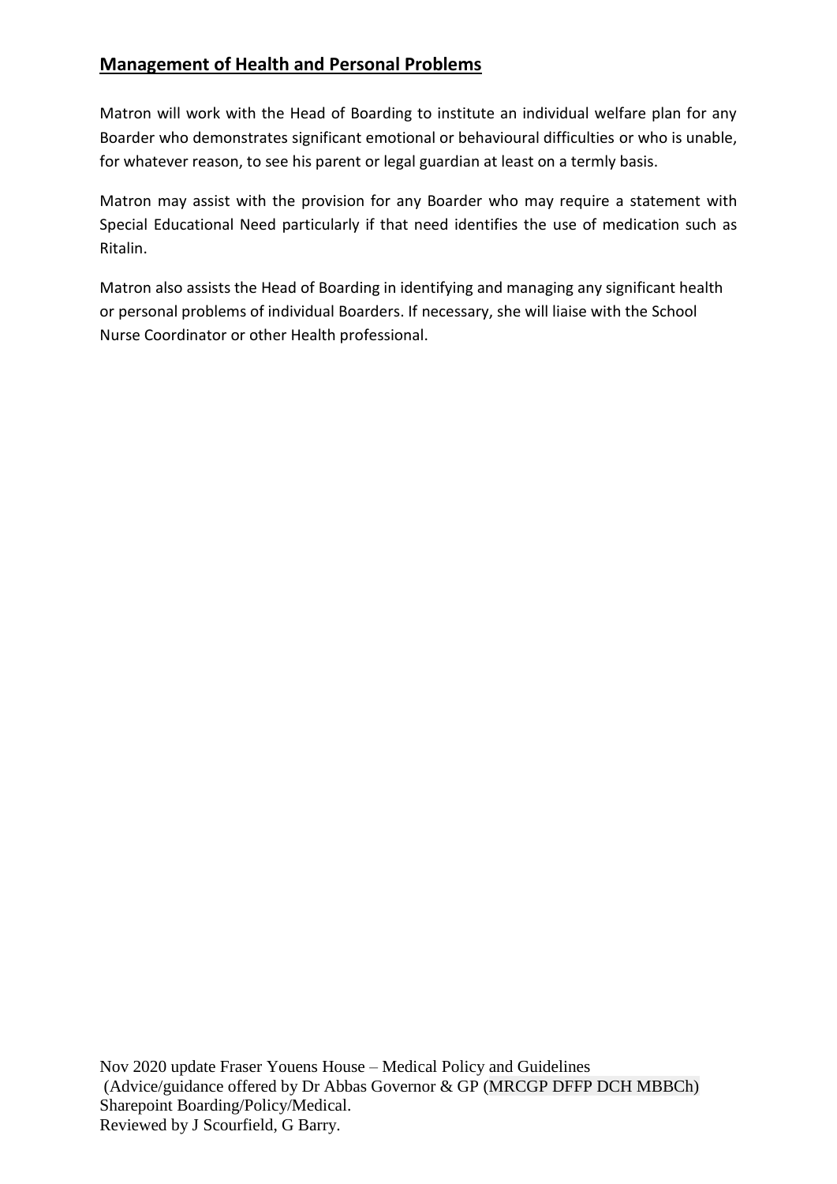## Management of Health and Personal Problems

Matron will work with the Head of Boarding to institute an individual welfare plan for any Boarder who demonstrates significant emotional or behavioural difficulties or who is unable, for whatever reason, to see his parent or legal guardian at least on a termly basis.

Matron may assist with the provision for any Boarder who may require a statement with Special Educational Need particularly if that need identifies the use of medication such as Ritalin.

Matron also assists the Head of Boarding in identifying and managing any significant health or personal problems of individual Boarders. If necessary, she will liaise with the School Nurse Coordinator or other Health professional.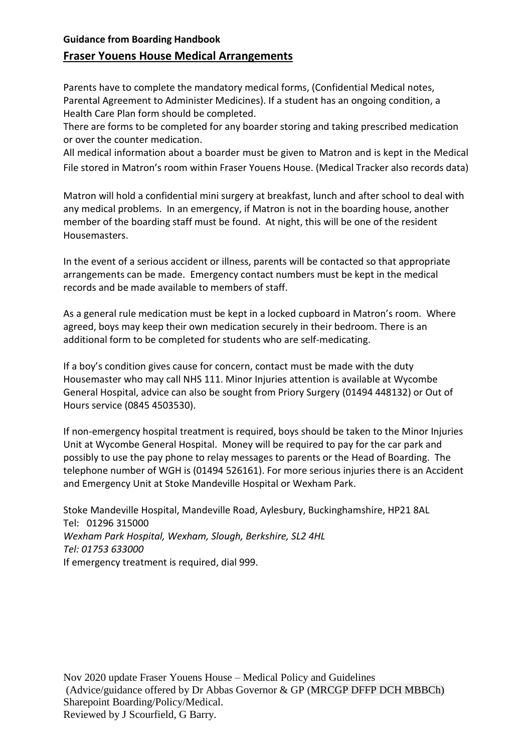**Guidance from Boarding Handbook**

## Fraser Youens House Medical Arrangements

Parents have to complete the mandatory medical forms, (Confidential Medical notes, Parental Agreement to Administer Medicines). If a student has an ongoing condition, a Health Care Plan form should be completed.
There are forms to be completed for any boarder storing and taking prescribed medication or over the counter medication.
All medical information about a boarder must be given to Matron and is kept in the Medical File stored in Matron's room within Fraser Youens House. (Medical Tracker also records data)

Matron will hold a confidential mini surgery at breakfast, lunch and after school to deal with any medical problems. In an emergency, if Matron is not in the boarding house, another member of the boarding staff must be found. At night, this will be one of the resident Housemasters.

In the event of a serious accident or illness, parents will be contacted so that appropriate arrangements can be made. Emergency contact numbers must be kept in the medical records and be made available to members of staff.

As a general rule medication must be kept in a locked cupboard in Matron's room. Where agreed, boys may keep their own medication securely in their bedroom. There is an additional form to be completed for students who are self-medicating.

If a boy's condition gives cause for concern, contact must be made with the duty Housemaster who may call NHS 111. Minor Injuries attention is available at Wycombe General Hospital, advice can also be sought from Priory Surgery (01494 448132) or Out of Hours service (0845 4503530).

If non-emergency hospital treatment is required, boys should be taken to the Minor Injuries Unit at Wycombe General Hospital. Money will be required to pay for the car park and possibly to use the pay phone to relay messages to parents or the Head of Boarding. The telephone number of WGH is (01494 526161). For more serious injuries there is an Accident and Emergency Unit at Stoke Mandeville Hospital or Wexham Park.

Stoke Mandeville Hospital, Mandeville Road, Aylesbury, Buckinghamshire, HP21 8AL
Tel: 01296 315000
*Wexham Park Hospital, Wexham, Slough, Berkshire, SL2 4HL*
*Tel: 01753 633000*
If emergency treatment is required, dial 999.

Nov 2020 update Fraser Youens House – Medical Policy and Guidelines
(Advice/guidance offered by Dr Abbas Governor & GP (MRCGP DFFP DCH MBBCh)
Sharepoint Boarding/Policy/Medical.
Reviewed by J Scourfield, G Barry.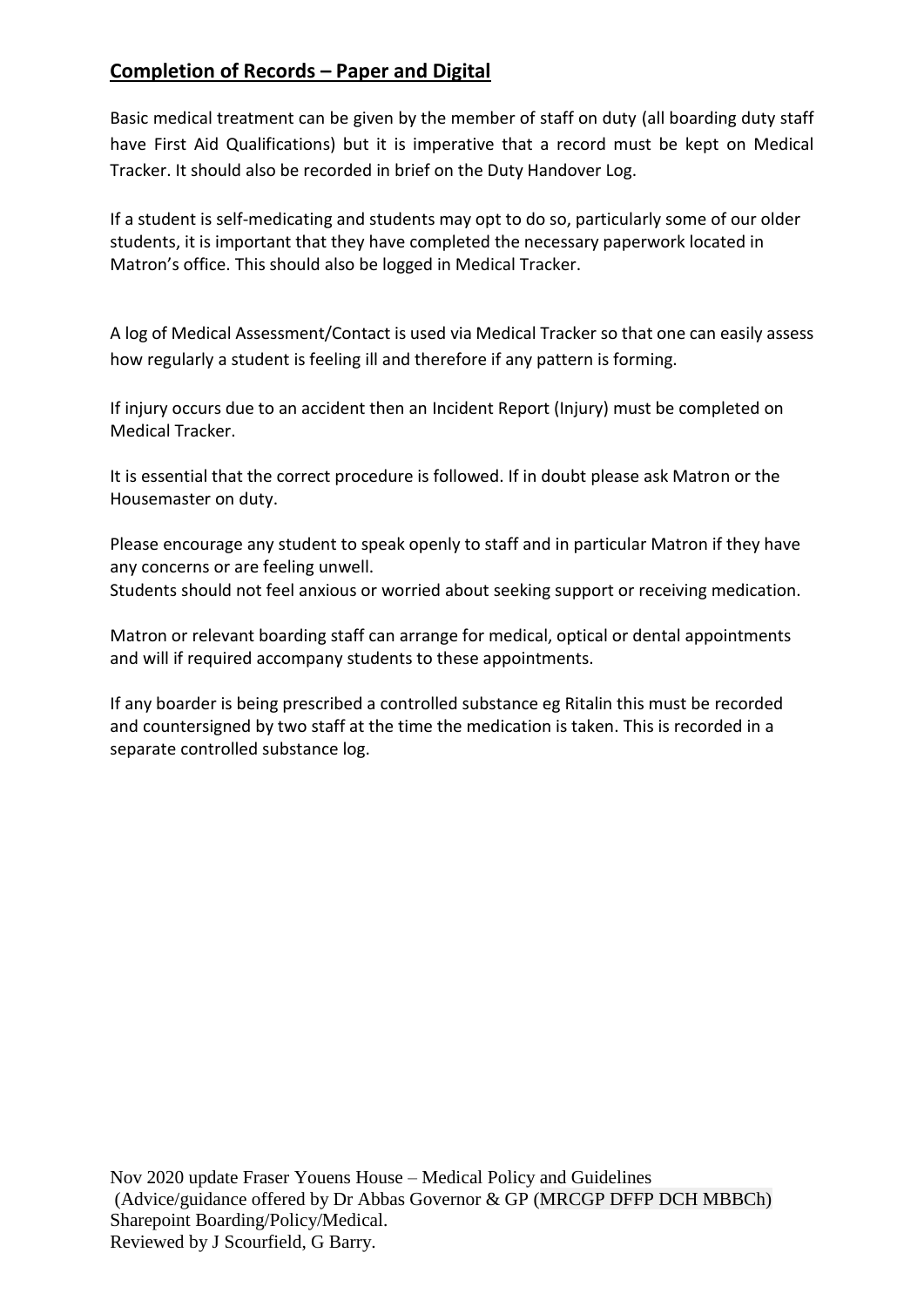## Completion of Records – Paper and Digital

Basic medical treatment can be given by the member of staff on duty (all boarding duty staff have First Aid Qualifications) but it is imperative that a record must be kept on Medical Tracker. It should also be recorded in brief on the Duty Handover Log.

If a student is self-medicating and students may opt to do so, particularly some of our older students, it is important that they have completed the necessary paperwork located in Matron's office. This should also be logged in Medical Tracker.

A log of Medical Assessment/Contact is used via Medical Tracker so that one can easily assess how regularly a student is feeling ill and therefore if any pattern is forming.

If injury occurs due to an accident then an Incident Report (Injury) must be completed on Medical Tracker.

It is essential that the correct procedure is followed. If in doubt please ask Matron or the Housemaster on duty.

Please encourage any student to speak openly to staff and in particular Matron if they have any concerns or are feeling unwell.
Students should not feel anxious or worried about seeking support or receiving medication.

Matron or relevant boarding staff can arrange for medical, optical or dental appointments and will if required accompany students to these appointments.

If any boarder is being prescribed a controlled substance eg Ritalin this must be recorded and countersigned by two staff at the time the medication is taken. This is recorded in a separate controlled substance log.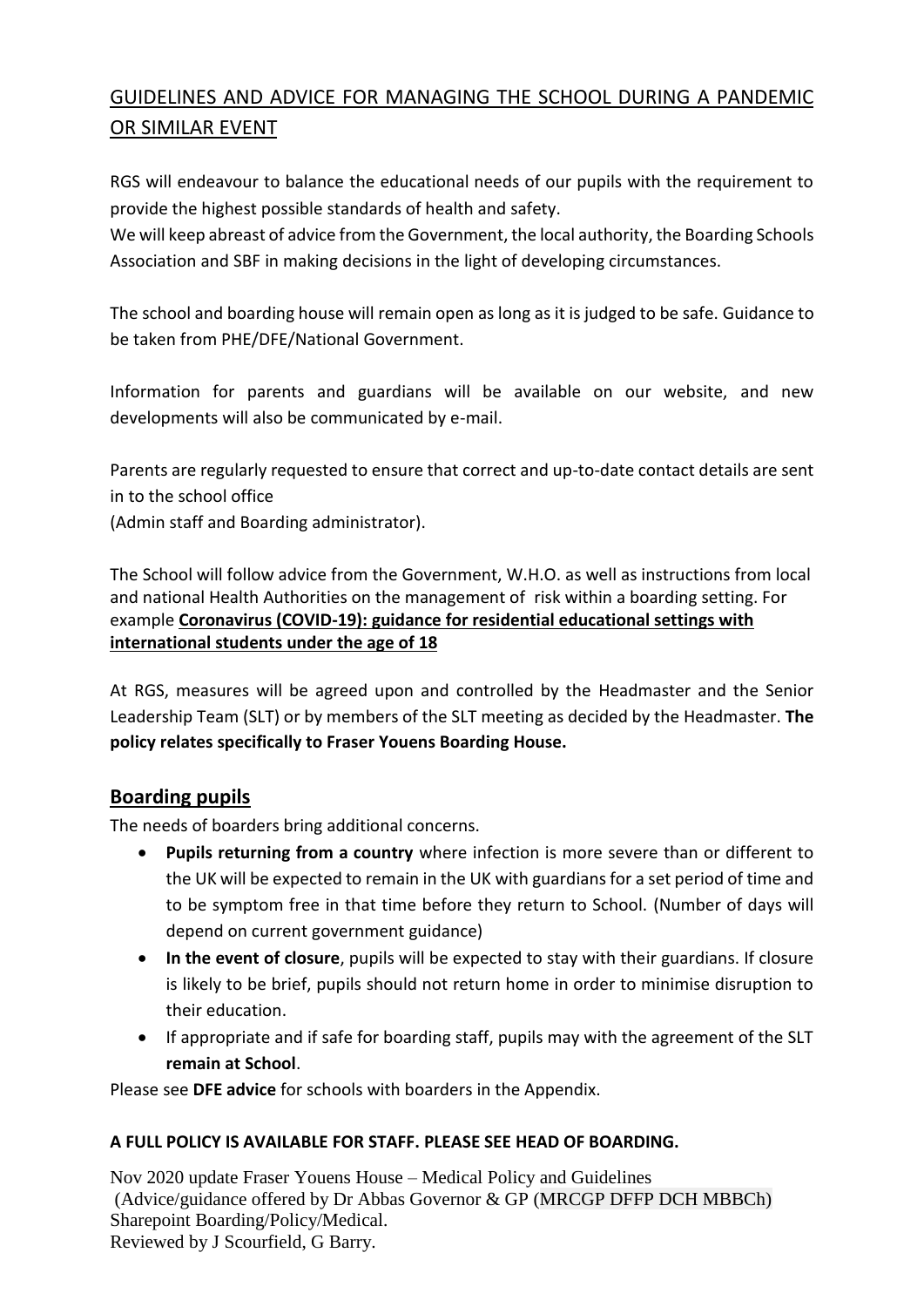# GUIDELINES AND ADVICE FOR MANAGING THE SCHOOL DURING A PANDEMIC OR SIMILAR EVENT

RGS will endeavour to balance the educational needs of our pupils with the requirement to provide the highest possible standards of health and safety.
We will keep abreast of advice from the Government, the local authority, the Boarding Schools Association and SBF in making decisions in the light of developing circumstances.

The school and boarding house will remain open as long as it is judged to be safe. Guidance to be taken from PHE/DFE/National Government.

Information for parents and guardians will be available on our website, and new developments will also be communicated by e-mail.

Parents are regularly requested to ensure that correct and up-to-date contact details are sent in to the school office
(Admin staff and Boarding administrator).

The School will follow advice from the Government, W.H.O. as well as instructions from local and national Health Authorities on the management of risk within a boarding setting. For example **Coronavirus (COVID-19): guidance for residential educational settings with international students under the age of 18**

At RGS, measures will be agreed upon and controlled by the Headmaster and the Senior Leadership Team (SLT) or by members of the SLT meeting as decided by the Headmaster. **The policy relates specifically to Fraser Youens Boarding House.**

## Boarding pupils

The needs of boarders bring additional concerns.

- **Pupils returning from a country** where infection is more severe than or different to the UK will be expected to remain in the UK with guardians for a set period of time and to be symptom free in that time before they return to School. (Number of days will depend on current government guidance)
- **In the event of closure**, pupils will be expected to stay with their guardians. If closure is likely to be brief, pupils should not return home in order to minimise disruption to their education.
- If appropriate and if safe for boarding staff, pupils may with the agreement of the SLT **remain at School**.

Please see **DFE advice** for schools with boarders in the Appendix.

**A FULL POLICY IS AVAILABLE FOR STAFF. PLEASE SEE HEAD OF BOARDING.**

Nov 2020 update Fraser Youens House – Medical Policy and Guidelines
(Advice/guidance offered by Dr Abbas Governor & GP (MRCGP DFFP DCH MBBCh)
Sharepoint Boarding/Policy/Medical.
Reviewed by J Scourfield, G Barry.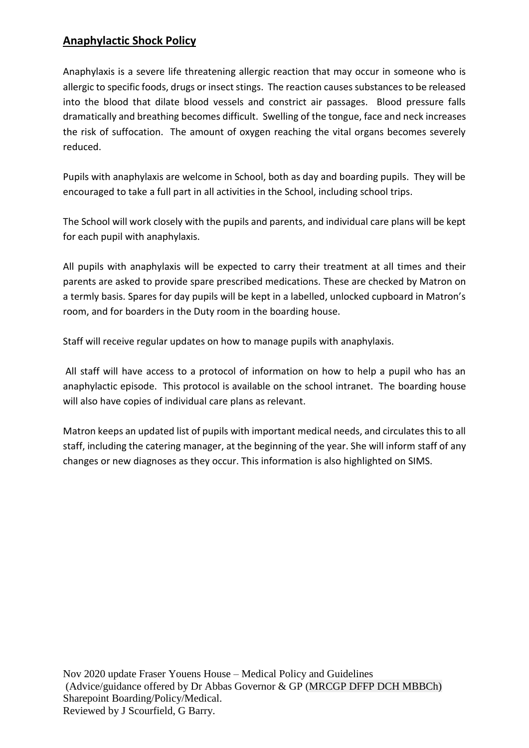## Anaphylactic Shock Policy

Anaphylaxis is a severe life threatening allergic reaction that may occur in someone who is allergic to specific foods, drugs or insect stings. The reaction causes substances to be released into the blood that dilate blood vessels and constrict air passages. Blood pressure falls dramatically and breathing becomes difficult. Swelling of the tongue, face and neck increases the risk of suffocation. The amount of oxygen reaching the vital organs becomes severely reduced.

Pupils with anaphylaxis are welcome in School, both as day and boarding pupils. They will be encouraged to take a full part in all activities in the School, including school trips.

The School will work closely with the pupils and parents, and individual care plans will be kept for each pupil with anaphylaxis.

All pupils with anaphylaxis will be expected to carry their treatment at all times and their parents are asked to provide spare prescribed medications. These are checked by Matron on a termly basis. Spares for day pupils will be kept in a labelled, unlocked cupboard in Matron's room, and for boarders in the Duty room in the boarding house.

Staff will receive regular updates on how to manage pupils with anaphylaxis.

All staff will have access to a protocol of information on how to help a pupil who has an anaphylactic episode. This protocol is available on the school intranet. The boarding house will also have copies of individual care plans as relevant.

Matron keeps an updated list of pupils with important medical needs, and circulates this to all staff, including the catering manager, at the beginning of the year. She will inform staff of any changes or new diagnoses as they occur. This information is also highlighted on SIMS.

Nov 2020 update Fraser Youens House – Medical Policy and Guidelines
(Advice/guidance offered by Dr Abbas Governor & GP (MRCGP DFFP DCH MBBCh)
Sharepoint Boarding/Policy/Medical.
Reviewed by J Scourfield, G Barry.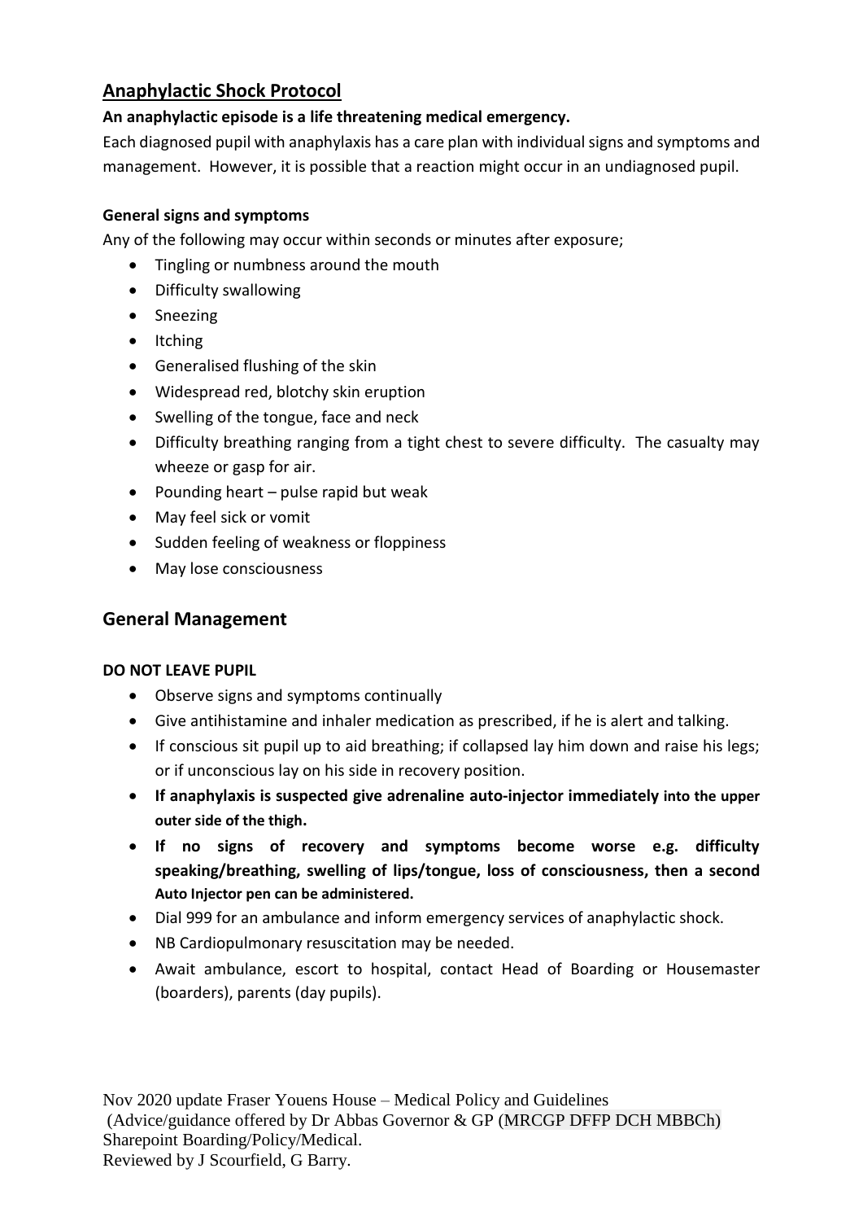## Anaphylactic Shock Protocol

**An anaphylactic episode is a life threatening medical emergency.**

Each diagnosed pupil with anaphylaxis has a care plan with individual signs and symptoms and management. However, it is possible that a reaction might occur in an undiagnosed pupil.

**General signs and symptoms**

Any of the following may occur within seconds or minutes after exposure;

- Tingling or numbness around the mouth
- Difficulty swallowing
- Sneezing
- Itching
- Generalised flushing of the skin
- Widespread red, blotchy skin eruption
- Swelling of the tongue, face and neck
- Difficulty breathing ranging from a tight chest to severe difficulty. The casualty may wheeze or gasp for air.
- Pounding heart – pulse rapid but weak
- May feel sick or vomit
- Sudden feeling of weakness or floppiness
- May lose consciousness

## General Management

**DO NOT LEAVE PUPIL**

- Observe signs and symptoms continually
- Give antihistamine and inhaler medication as prescribed, if he is alert and talking.
- If conscious sit pupil up to aid breathing; if collapsed lay him down and raise his legs; or if unconscious lay on his side in recovery position.
- **If anaphylaxis is suspected give adrenaline auto-injector immediately into the upper outer side of the thigh.**
- **If no signs of recovery and symptoms become worse e.g. difficulty speaking/breathing, swelling of lips/tongue, loss of consciousness, then a second Auto Injector pen can be administered.**
- Dial 999 for an ambulance and inform emergency services of anaphylactic shock.
- NB Cardiopulmonary resuscitation may be needed.
- Await ambulance, escort to hospital, contact Head of Boarding or Housemaster (boarders), parents (day pupils).

Nov 2020 update Fraser Youens House – Medical Policy and Guidelines
(Advice/guidance offered by Dr Abbas Governor & GP (MRCGP DFFP DCH MBBCh)
Sharepoint Boarding/Policy/Medical.
Reviewed by J Scourfield, G Barry.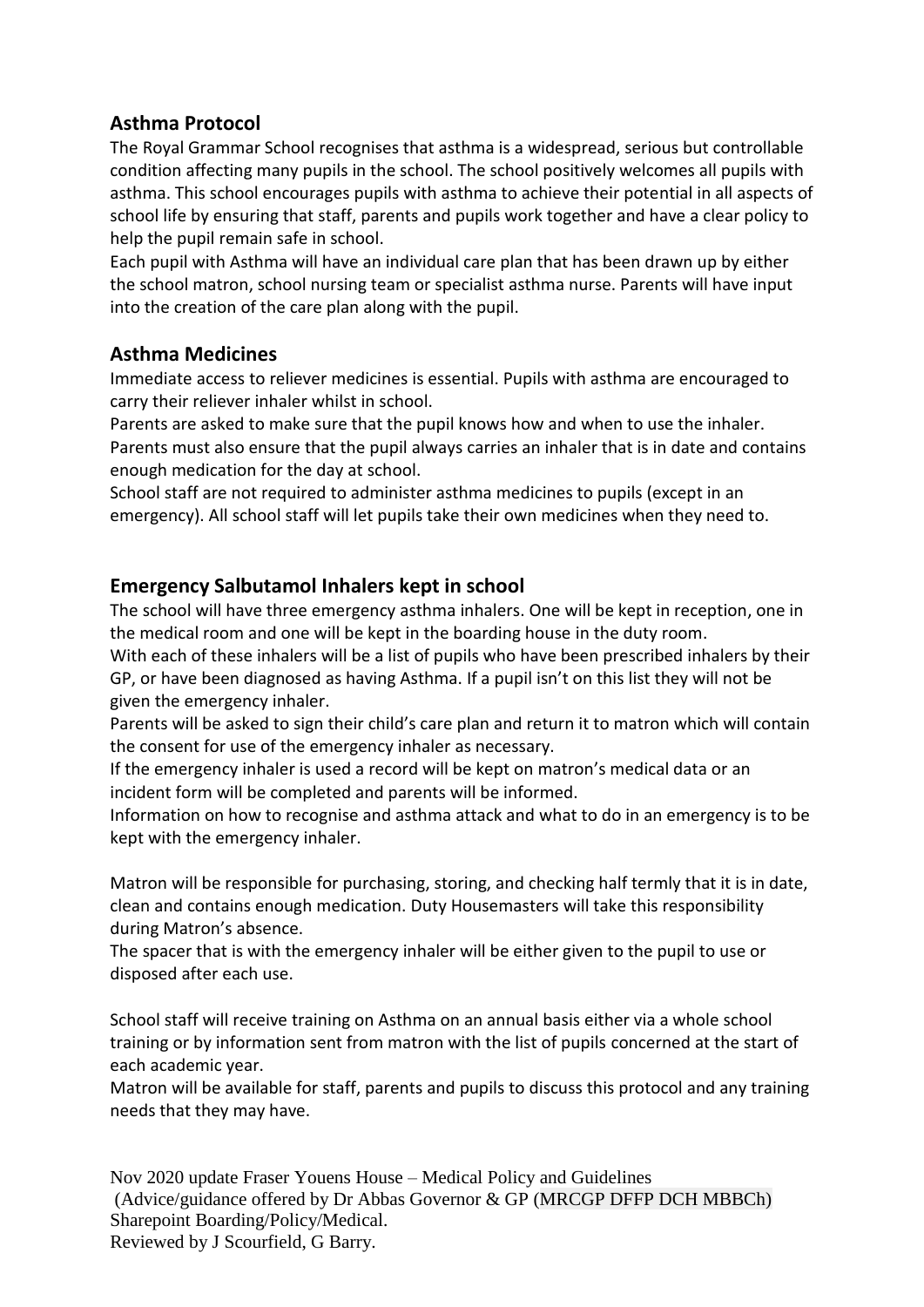## Asthma Protocol

The Royal Grammar School recognises that asthma is a widespread, serious but controllable condition affecting many pupils in the school. The school positively welcomes all pupils with asthma. This school encourages pupils with asthma to achieve their potential in all aspects of school life by ensuring that staff, parents and pupils work together and have a clear policy to help the pupil remain safe in school.

Each pupil with Asthma will have an individual care plan that has been drawn up by either the school matron, school nursing team or specialist asthma nurse. Parents will have input into the creation of the care plan along with the pupil.

## Asthma Medicines

Immediate access to reliever medicines is essential. Pupils with asthma are encouraged to carry their reliever inhaler whilst in school.

Parents are asked to make sure that the pupil knows how and when to use the inhaler. Parents must also ensure that the pupil always carries an inhaler that is in date and contains enough medication for the day at school.

School staff are not required to administer asthma medicines to pupils (except in an emergency). All school staff will let pupils take their own medicines when they need to.

## Emergency Salbutamol Inhalers kept in school

The school will have three emergency asthma inhalers. One will be kept in reception, one in the medical room and one will be kept in the boarding house in the duty room.

With each of these inhalers will be a list of pupils who have been prescribed inhalers by their GP, or have been diagnosed as having Asthma. If a pupil isn't on this list they will not be given the emergency inhaler.

Parents will be asked to sign their child's care plan and return it to matron which will contain the consent for use of the emergency inhaler as necessary.

If the emergency inhaler is used a record will be kept on matron's medical data or an incident form will be completed and parents will be informed.

Information on how to recognise and asthma attack and what to do in an emergency is to be kept with the emergency inhaler.

Matron will be responsible for purchasing, storing, and checking half termly that it is in date, clean and contains enough medication. Duty Housemasters will take this responsibility during Matron's absence.

The spacer that is with the emergency inhaler will be either given to the pupil to use or disposed after each use.

School staff will receive training on Asthma on an annual basis either via a whole school training or by information sent from matron with the list of pupils concerned at the start of each academic year.

Matron will be available for staff, parents and pupils to discuss this protocol and any training needs that they may have.

Nov 2020 update Fraser Youens House – Medical Policy and Guidelines
(Advice/guidance offered by Dr Abbas Governor & GP (MRCGP DFFP DCH MBBCh)
Sharepoint Boarding/Policy/Medical.
Reviewed by J Scourfield, G Barry.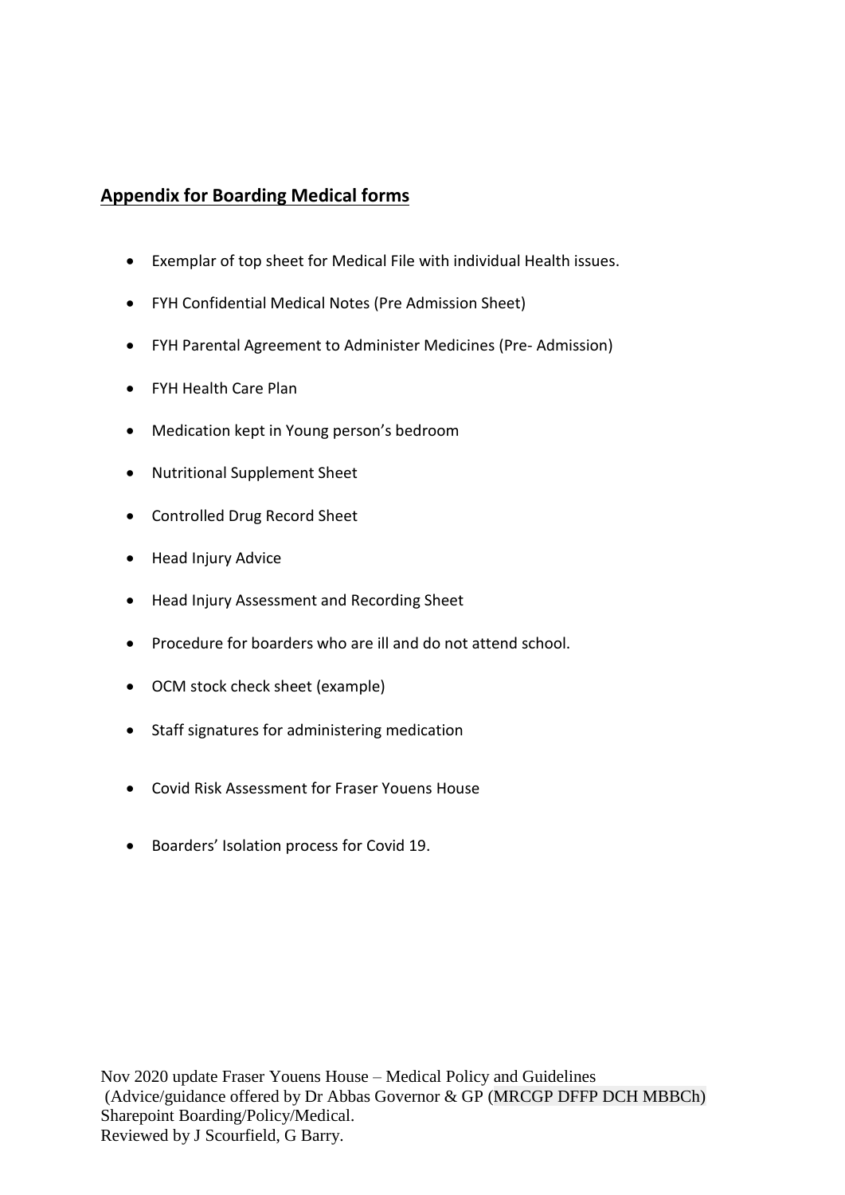## **Appendix for Boarding Medical forms**

- Exemplar of top sheet for Medical File with individual Health issues.
- FYH Confidential Medical Notes (Pre Admission Sheet)
- FYH Parental Agreement to Administer Medicines (Pre- Admission)
- FYH Health Care Plan
- Medication kept in Young person's bedroom
- Nutritional Supplement Sheet
- Controlled Drug Record Sheet
- Head Injury Advice
- Head Injury Assessment and Recording Sheet
- Procedure for boarders who are ill and do not attend school.
- OCM stock check sheet (example)
- Staff signatures for administering medication
- Covid Risk Assessment for Fraser Youens House
- Boarders' Isolation process for Covid 19.